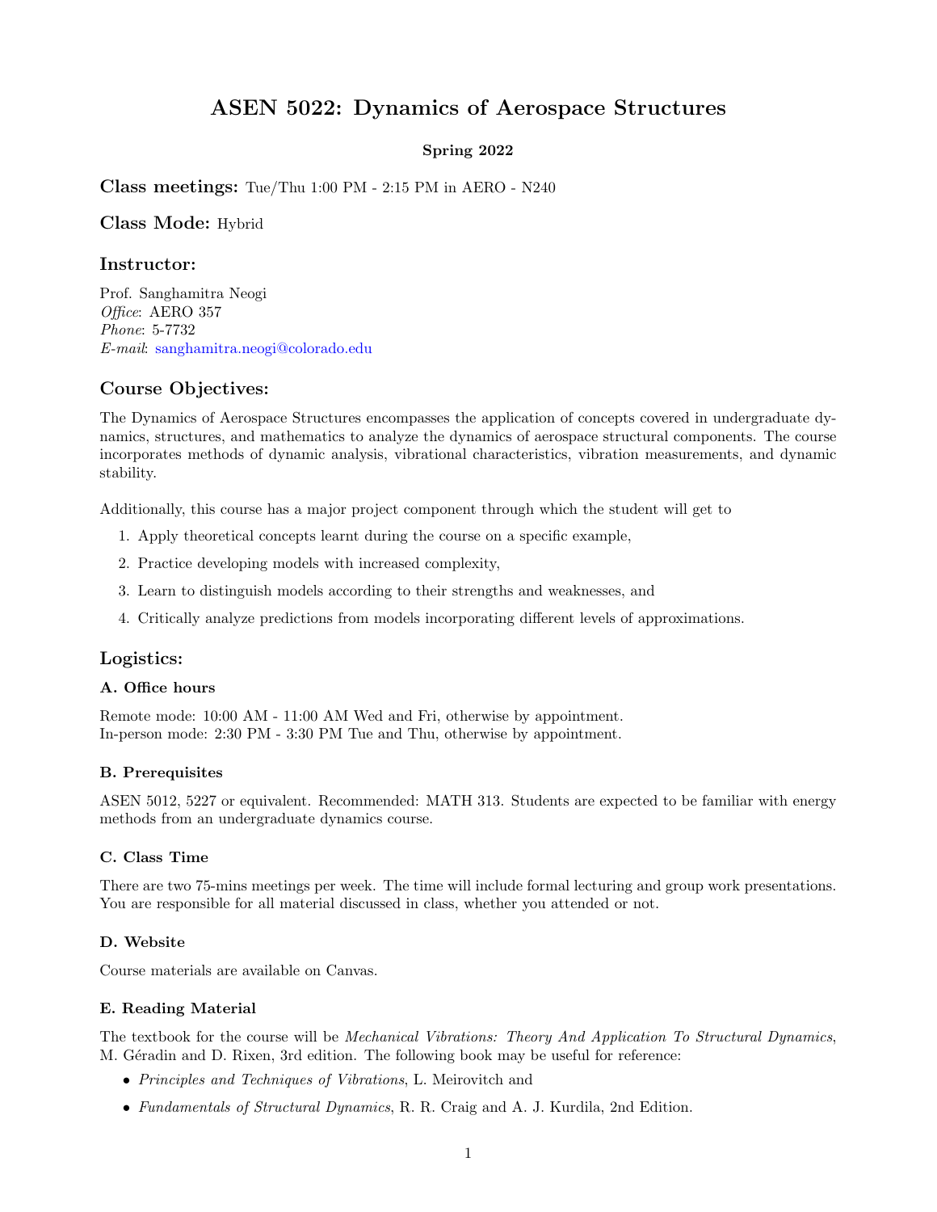# ASEN 5022: Dynamics of Aerospace Structures

**Spring 2022**

## Class meetings: Tue/Thu 1:00 PM - 2:15 PM in AERO - N240

## Class Mode: Hybrid

## Instructor:

Prof. Sanghamitra Neogi
*Office*: AERO 357
*Phone*: 5-7732
*E-mail*: sanghamitra.neogi@colorado.edu

## Course Objectives:

The Dynamics of Aerospace Structures encompasses the application of concepts covered in undergraduate dynamics, structures, and mathematics to analyze the dynamics of aerospace structural components. The course incorporates methods of dynamic analysis, vibrational characteristics, vibration measurements, and dynamic stability.

Additionally, this course has a major project component through which the student will get to

1. Apply theoretical concepts learnt during the course on a specific example,
2. Practice developing models with increased complexity,
3. Learn to distinguish models according to their strengths and weaknesses, and
4. Critically analyze predictions from models incorporating different levels of approximations.

## Logistics:

### A. Office hours

Remote mode: 10:00 AM - 11:00 AM Wed and Fri, otherwise by appointment.
In-person mode: 2:30 PM - 3:30 PM Tue and Thu, otherwise by appointment.

### B. Prerequisites

ASEN 5012, 5227 or equivalent. Recommended: MATH 313. Students are expected to be familiar with energy methods from an undergraduate dynamics course.

### C. Class Time

There are two 75-mins meetings per week. The time will include formal lecturing and group work presentations. You are responsible for all material discussed in class, whether you attended or not.

### D. Website

Course materials are available on Canvas.

### E. Reading Material

The textbook for the course will be *Mechanical Vibrations: Theory And Application To Structural Dynamics*, M. Géradin and D. Rixen, 3rd edition. The following book may be useful for reference:

- *Principles and Techniques of Vibrations*, L. Meirovitch and
- *Fundamentals of Structural Dynamics*, R. R. Craig and A. J. Kurdila, 2nd Edition.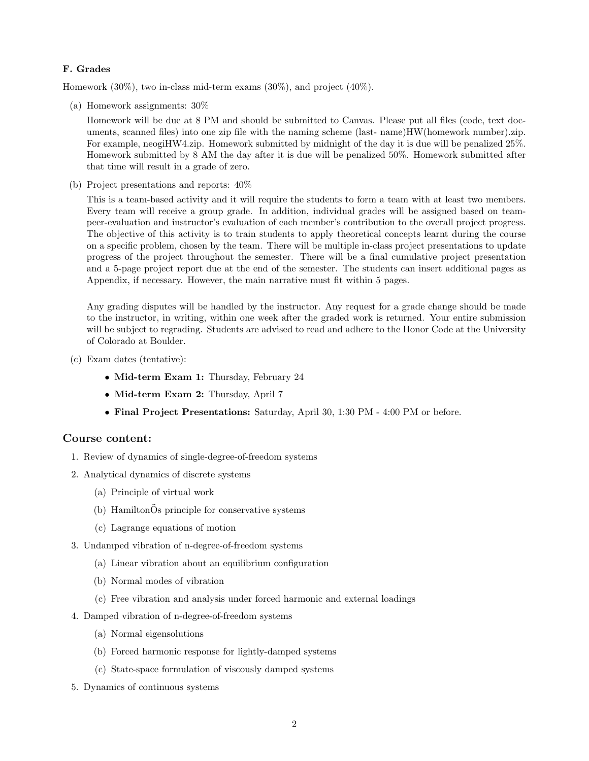**F. Grades**

Homework (30%), two in-class mid-term exams (30%), and project (40%).

(a) Homework assignments: 30%

Homework will be due at 8 PM and should be submitted to Canvas. Please put all files (code, text documents, scanned files) into one zip file with the naming scheme (last- name)HW(homework number).zip. For example, neogiHW4.zip. Homework submitted by midnight of the day it is due will be penalized 25%. Homework submitted by 8 AM the day after it is due will be penalized 50%. Homework submitted after that time will result in a grade of zero.

(b) Project presentations and reports: 40%

This is a team-based activity and it will require the students to form a team with at least two members. Every team will receive a group grade. In addition, individual grades will be assigned based on team-peer-evaluation and instructor's evaluation of each member's contribution to the overall project progress. The objective of this activity is to train students to apply theoretical concepts learnt during the course on a specific problem, chosen by the team. There will be multiple in-class project presentations to update progress of the project throughout the semester. There will be a final cumulative project presentation and a 5-page project report due at the end of the semester. The students can insert additional pages as Appendix, if necessary. However, the main narrative must fit within 5 pages.

Any grading disputes will be handled by the instructor. Any request for a grade change should be made to the instructor, in writing, within one week after the graded work is returned. Your entire submission will be subject to regrading. Students are advised to read and adhere to the Honor Code at the University of Colorado at Boulder.

(c) Exam dates (tentative):

- **Mid-term Exam 1:** Thursday, February 24
- **Mid-term Exam 2:** Thursday, April 7
- **Final Project Presentations:** Saturday, April 30, 1:30 PM - 4:00 PM or before.

## Course content:

1. Review of dynamics of single-degree-of-freedom systems
2. Analytical dynamics of discrete systems
   (a) Principle of virtual work
   (b) HamiltonÕs principle for conservative systems
   (c) Lagrange equations of motion
3. Undamped vibration of n-degree-of-freedom systems
   (a) Linear vibration about an equilibrium configuration
   (b) Normal modes of vibration
   (c) Free vibration and analysis under forced harmonic and external loadings
4. Damped vibration of n-degree-of-freedom systems
   (a) Normal eigensolutions
   (b) Forced harmonic response for lightly-damped systems
   (c) State-space formulation of viscously damped systems
5. Dynamics of continuous systems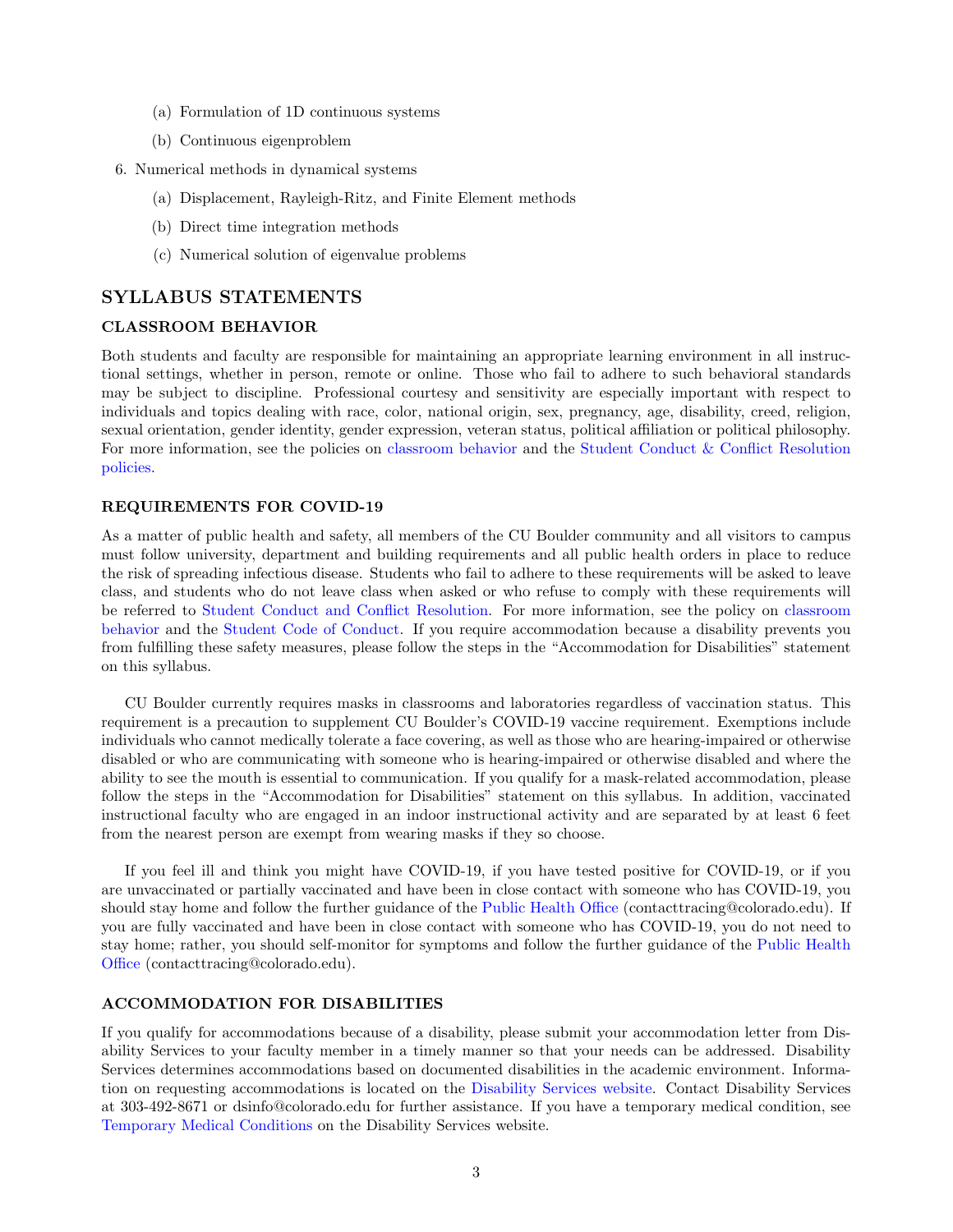(a) Formulation of 1D continuous systems
   (b) Continuous eigenproblem

6. Numerical methods in dynamical systems
   (a) Displacement, Rayleigh-Ritz, and Finite Element methods
   (b) Direct time integration methods
   (c) Numerical solution of eigenvalue problems

## SYLLABUS STATEMENTS

### CLASSROOM BEHAVIOR

Both students and faculty are responsible for maintaining an appropriate learning environment in all instructional settings, whether in person, remote or online. Those who fail to adhere to such behavioral standards may be subject to discipline. Professional courtesy and sensitivity are especially important with respect to individuals and topics dealing with race, color, national origin, sex, pregnancy, age, disability, creed, religion, sexual orientation, gender identity, gender expression, veteran status, political affiliation or political philosophy. For more information, see the policies on classroom behavior and the Student Conduct & Conflict Resolution policies.

### REQUIREMENTS FOR COVID-19

As a matter of public health and safety, all members of the CU Boulder community and all visitors to campus must follow university, department and building requirements and all public health orders in place to reduce the risk of spreading infectious disease. Students who fail to adhere to these requirements will be asked to leave class, and students who do not leave class when asked or who refuse to comply with these requirements will be referred to Student Conduct and Conflict Resolution. For more information, see the policy on classroom behavior and the Student Code of Conduct. If you require accommodation because a disability prevents you from fulfilling these safety measures, please follow the steps in the "Accommodation for Disabilities" statement on this syllabus.

CU Boulder currently requires masks in classrooms and laboratories regardless of vaccination status. This requirement is a precaution to supplement CU Boulder's COVID-19 vaccine requirement. Exemptions include individuals who cannot medically tolerate a face covering, as well as those who are hearing-impaired or otherwise disabled or who are communicating with someone who is hearing-impaired or otherwise disabled and where the ability to see the mouth is essential to communication. If you qualify for a mask-related accommodation, please follow the steps in the "Accommodation for Disabilities" statement on this syllabus. In addition, vaccinated instructional faculty who are engaged in an indoor instructional activity and are separated by at least 6 feet from the nearest person are exempt from wearing masks if they so choose.

If you feel ill and think you might have COVID-19, if you have tested positive for COVID-19, or if you are unvaccinated or partially vaccinated and have been in close contact with someone who has COVID-19, you should stay home and follow the further guidance of the Public Health Office (contacttracing@colorado.edu). If you are fully vaccinated and have been in close contact with someone who has COVID-19, you do not need to stay home; rather, you should self-monitor for symptoms and follow the further guidance of the Public Health Office (contacttracing@colorado.edu).

### ACCOMMODATION FOR DISABILITIES

If you qualify for accommodations because of a disability, please submit your accommodation letter from Disability Services to your faculty member in a timely manner so that your needs can be addressed. Disability Services determines accommodations based on documented disabilities in the academic environment. Information on requesting accommodations is located on the Disability Services website. Contact Disability Services at 303-492-8671 or dsinfo@colorado.edu for further assistance. If you have a temporary medical condition, see Temporary Medical Conditions on the Disability Services website.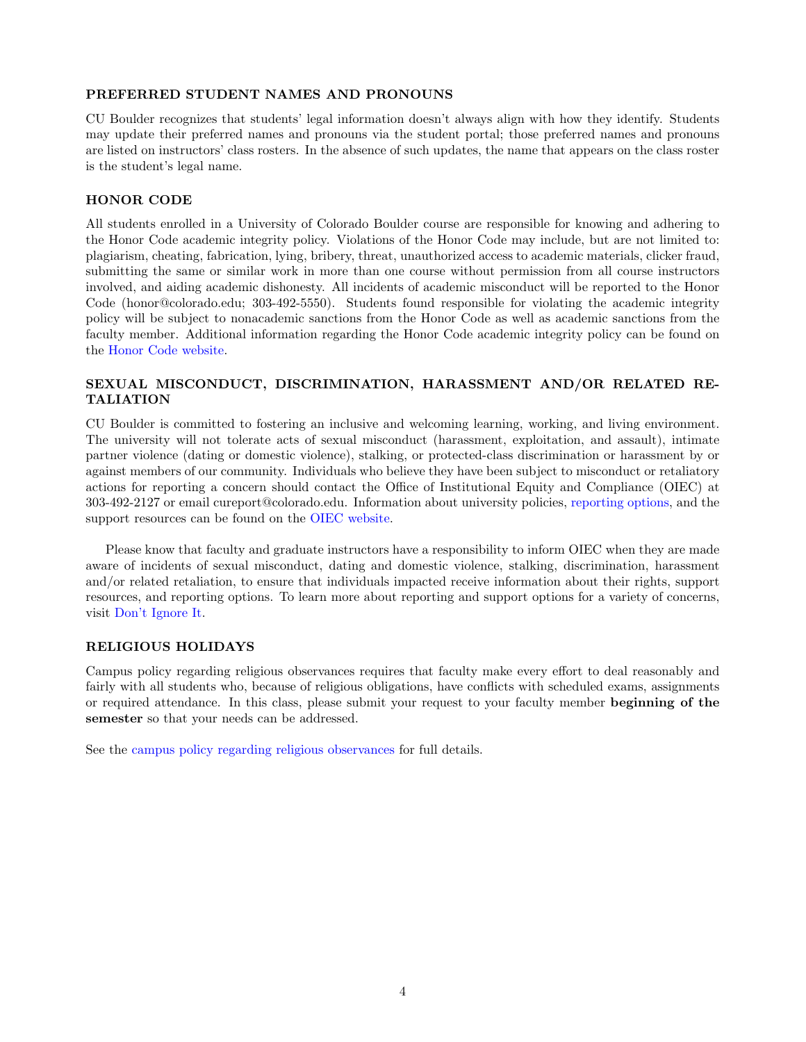### PREFERRED STUDENT NAMES AND PRONOUNS

CU Boulder recognizes that students' legal information doesn't always align with how they identify. Students may update their preferred names and pronouns via the student portal; those preferred names and pronouns are listed on instructors' class rosters. In the absence of such updates, the name that appears on the class roster is the student's legal name.

### HONOR CODE

All students enrolled in a University of Colorado Boulder course are responsible for knowing and adhering to the Honor Code academic integrity policy. Violations of the Honor Code may include, but are not limited to: plagiarism, cheating, fabrication, lying, bribery, threat, unauthorized access to academic materials, clicker fraud, submitting the same or similar work in more than one course without permission from all course instructors involved, and aiding academic dishonesty. All incidents of academic misconduct will be reported to the Honor Code (honor@colorado.edu; 303-492-5550). Students found responsible for violating the academic integrity policy will be subject to nonacademic sanctions from the Honor Code as well as academic sanctions from the faculty member. Additional information regarding the Honor Code academic integrity policy can be found on the Honor Code website.

### SEXUAL MISCONDUCT, DISCRIMINATION, HARASSMENT AND/OR RELATED RETALIATION

CU Boulder is committed to fostering an inclusive and welcoming learning, working, and living environment. The university will not tolerate acts of sexual misconduct (harassment, exploitation, and assault), intimate partner violence (dating or domestic violence), stalking, or protected-class discrimination or harassment by or against members of our community. Individuals who believe they have been subject to misconduct or retaliatory actions for reporting a concern should contact the Office of Institutional Equity and Compliance (OIEC) at 303-492-2127 or email cureport@colorado.edu. Information about university policies, reporting options, and the support resources can be found on the OIEC website.

Please know that faculty and graduate instructors have a responsibility to inform OIEC when they are made aware of incidents of sexual misconduct, dating and domestic violence, stalking, discrimination, harassment and/or related retaliation, to ensure that individuals impacted receive information about their rights, support resources, and reporting options. To learn more about reporting and support options for a variety of concerns, visit Don't Ignore It.

### RELIGIOUS HOLIDAYS

Campus policy regarding religious observances requires that faculty make every effort to deal reasonably and fairly with all students who, because of religious obligations, have conflicts with scheduled exams, assignments or required attendance. In this class, please submit your request to your faculty member **beginning of the semester** so that your needs can be addressed.

See the campus policy regarding religious observances for full details.